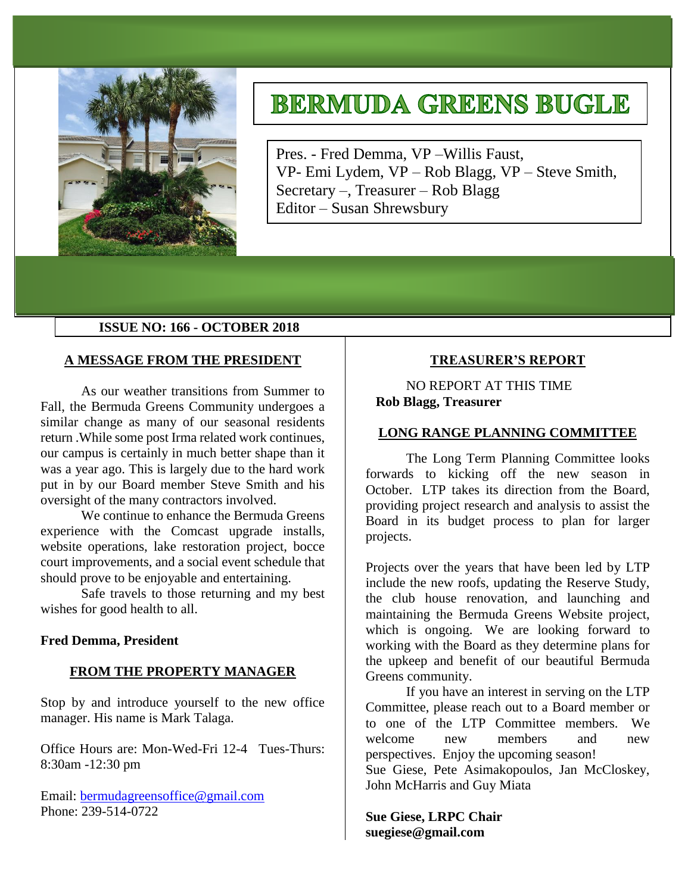# BERMUDA GREENS BUGLE

Pres. - Fred Demma, VP –Willis Faust,
VP- Emi Lydem, VP – Rob Blagg, VP – Steve Smith,
Secretary –, Treasurer – Rob Blagg
Editor – Susan Shrewsbury

**ISSUE NO: 166 - OCTOBER 2018**

## A MESSAGE FROM THE PRESIDENT

As our weather transitions from Summer to Fall, the Bermuda Greens Community undergoes a similar change as many of our seasonal residents return .While some post Irma related work continues, our campus is certainly in much better shape than it was a year ago. This is largely due to the hard work put in by our Board member Steve Smith and his oversight of the many contractors involved.

We continue to enhance the Bermuda Greens experience with the Comcast upgrade installs, website operations, lake restoration project, bocce court improvements, and a social event schedule that should prove to be enjoyable and entertaining.

Safe travels to those returning and my best wishes for good health to all.

**Fred Demma, President**

## FROM THE PROPERTY MANAGER

Stop by and introduce yourself to the new office manager. His name is Mark Talaga.

Office Hours are: Mon-Wed-Fri 12-4 Tues-Thurs: 8:30am -12:30 pm

Email: bermudagreensoffice@gmail.com
Phone: 239-514-0722

## TREASURER'S REPORT

NO REPORT AT THIS TIME
**Rob Blagg, Treasurer**

## LONG RANGE PLANNING COMMITTEE

The Long Term Planning Committee looks forwards to kicking off the new season in October. LTP takes its direction from the Board, providing project research and analysis to assist the Board in its budget process to plan for larger projects.

Projects over the years that have been led by LTP include the new roofs, updating the Reserve Study, the club house renovation, and launching and maintaining the Bermuda Greens Website project, which is ongoing. We are looking forward to working with the Board as they determine plans for the upkeep and benefit of our beautiful Bermuda Greens community.

If you have an interest in serving on the LTP Committee, please reach out to a Board member or to one of the LTP Committee members. We welcome new members and new perspectives. Enjoy the upcoming season!
Sue Giese, Pete Asimakopoulos, Jan McCloskey, John McHarris and Guy Miata

**Sue Giese, LRPC Chair**
**suegiese@gmail.com**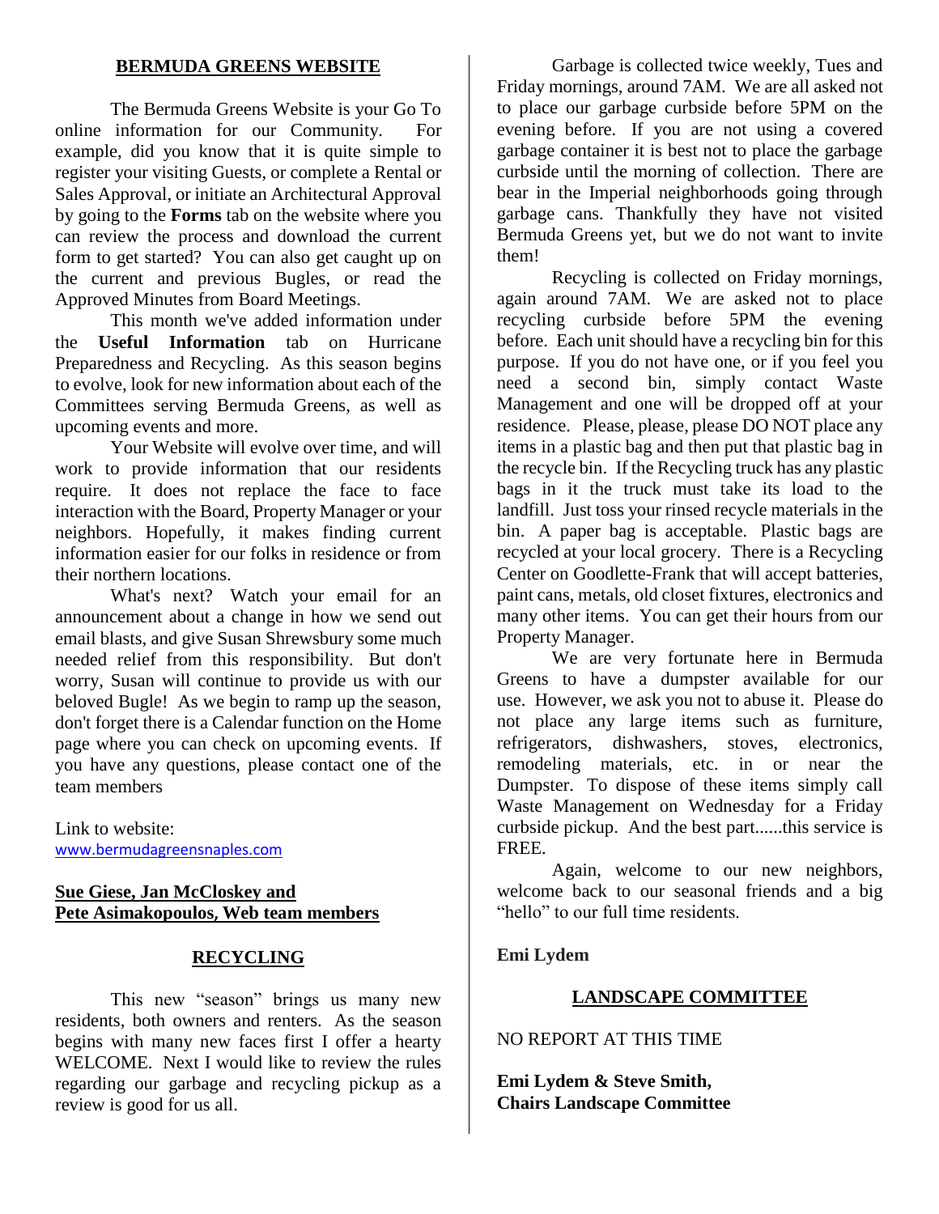## BERMUDA GREENS WEBSITE

The Bermuda Greens Website is your Go To online information for our Community. For example, did you know that it is quite simple to register your visiting Guests, or complete a Rental or Sales Approval, or initiate an Architectural Approval by going to the **Forms** tab on the website where you can review the process and download the current form to get started? You can also get caught up on the current and previous Bugles, or read the Approved Minutes from Board Meetings.

This month we've added information under the **Useful Information** tab on Hurricane Preparedness and Recycling. As this season begins to evolve, look for new information about each of the Committees serving Bermuda Greens, as well as upcoming events and more.

Your Website will evolve over time, and will work to provide information that our residents require. It does not replace the face to face interaction with the Board, Property Manager or your neighbors. Hopefully, it makes finding current information easier for our folks in residence or from their northern locations.

What's next? Watch your email for an announcement about a change in how we send out email blasts, and give Susan Shrewsbury some much needed relief from this responsibility. But don't worry, Susan will continue to provide us with our beloved Bugle! As we begin to ramp up the season, don't forget there is a Calendar function on the Home page where you can check on upcoming events. If you have any questions, please contact one of the team members

Link to website:
www.bermudagreensnaples.com

**Sue Giese, Jan McCloskey and**
**Pete Asimakopoulos, Web team members**

## RECYCLING

This new "season" brings us many new residents, both owners and renters. As the season begins with many new faces first I offer a hearty WELCOME. Next I would like to review the rules regarding our garbage and recycling pickup as a review is good for us all.

Garbage is collected twice weekly, Tues and Friday mornings, around 7AM. We are all asked not to place our garbage curbside before 5PM on the evening before. If you are not using a covered garbage container it is best not to place the garbage curbside until the morning of collection. There are bear in the Imperial neighborhoods going through garbage cans. Thankfully they have not visited Bermuda Greens yet, but we do not want to invite them!

Recycling is collected on Friday mornings, again around 7AM. We are asked not to place recycling curbside before 5PM the evening before. Each unit should have a recycling bin for this purpose. If you do not have one, or if you feel you need a second bin, simply contact Waste Management and one will be dropped off at your residence. Please, please, please DO NOT place any items in a plastic bag and then put that plastic bag in the recycle bin. If the Recycling truck has any plastic bags in it the truck must take its load to the landfill. Just toss your rinsed recycle materials in the bin. A paper bag is acceptable. Plastic bags are recycled at your local grocery. There is a Recycling Center on Goodlette-Frank that will accept batteries, paint cans, metals, old closet fixtures, electronics and many other items. You can get their hours from our Property Manager.

We are very fortunate here in Bermuda Greens to have a dumpster available for our use. However, we ask you not to abuse it. Please do not place any large items such as furniture, refrigerators, dishwashers, stoves, electronics, remodeling materials, etc. in or near the Dumpster. To dispose of these items simply call Waste Management on Wednesday for a Friday curbside pickup. And the best part......this service is FREE.

Again, welcome to our new neighbors, welcome back to our seasonal friends and a big "hello" to our full time residents.

**Emi Lydem**

## LANDSCAPE COMMITTEE

NO REPORT AT THIS TIME

**Emi Lydem & Steve Smith,**
**Chairs Landscape Committee**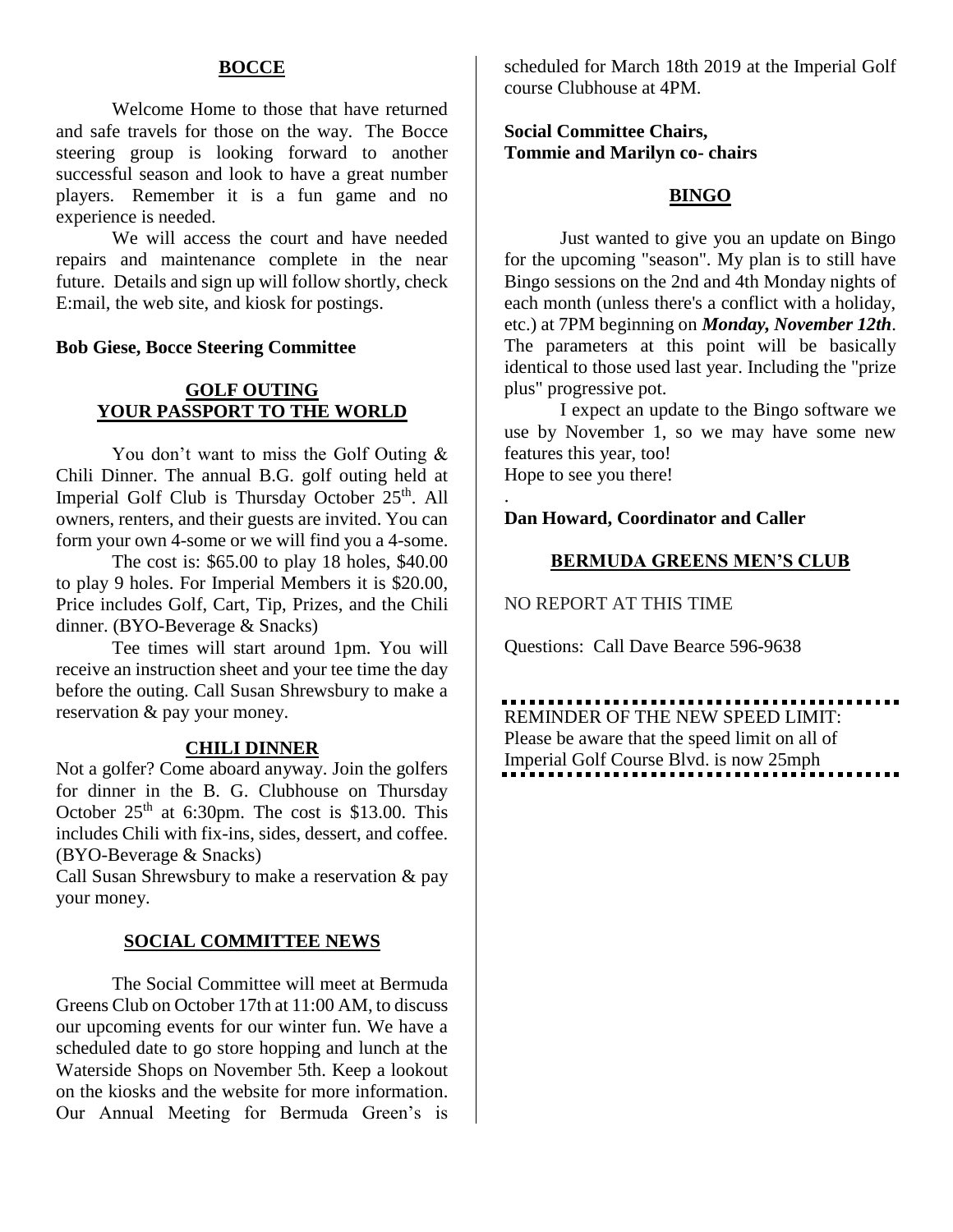## BOCCE

Welcome Home to those that have returned and safe travels for those on the way. The Bocce steering group is looking forward to another successful season and look to have a great number players. Remember it is a fun game and no experience is needed.

We will access the court and have needed repairs and maintenance complete in the near future. Details and sign up will follow shortly, check E:mail, the web site, and kiosk for postings.

**Bob Giese, Bocce Steering Committee**

## GOLF OUTING YOUR PASSPORT TO THE WORLD

You don't want to miss the Golf Outing & Chili Dinner. The annual B.G. golf outing held at Imperial Golf Club is Thursday October 25th. All owners, renters, and their guests are invited. You can form your own 4-some or we will find you a 4-some.

The cost is: $65.00 to play 18 holes, $40.00 to play 9 holes. For Imperial Members it is $20.00, Price includes Golf, Cart, Tip, Prizes, and the Chili dinner. (BYO-Beverage & Snacks)

Tee times will start around 1pm. You will receive an instruction sheet and your tee time the day before the outing. Call Susan Shrewsbury to make a reservation & pay your money.

## CHILI DINNER

Not a golfer? Come aboard anyway. Join the golfers for dinner in the B. G. Clubhouse on Thursday October 25th at 6:30pm. The cost is $13.00. This includes Chili with fix-ins, sides, dessert, and coffee. (BYO-Beverage & Snacks)

Call Susan Shrewsbury to make a reservation & pay your money.

## SOCIAL COMMITTEE NEWS

The Social Committee will meet at Bermuda Greens Club on October 17th at 11:00 AM, to discuss our upcoming events for our winter fun. We have a scheduled date to go store hopping and lunch at the Waterside Shops on November 5th. Keep a lookout on the kiosks and the website for more information. Our Annual Meeting for Bermuda Green's is scheduled for March 18th 2019 at the Imperial Golf course Clubhouse at 4PM.

**Social Committee Chairs,**
**Tommie and Marilyn co- chairs**

## BINGO

Just wanted to give you an update on Bingo for the upcoming "season". My plan is to still have Bingo sessions on the 2nd and 4th Monday nights of each month (unless there's a conflict with a holiday, etc.) at 7PM beginning on ***Monday, November 12th***. The parameters at this point will be basically identical to those used last year. Including the "prize plus" progressive pot.

I expect an update to the Bingo software we use by November 1, so we may have some new features this year, too!

Hope to see you there!

.

**Dan Howard, Coordinator and Caller**

## BERMUDA GREENS MEN'S CLUB

NO REPORT AT THIS TIME

Questions: Call Dave Bearce 596-9638

REMINDER OF THE NEW SPEED LIMIT:
Please be aware that the speed limit on all of Imperial Golf Course Blvd. is now 25mph